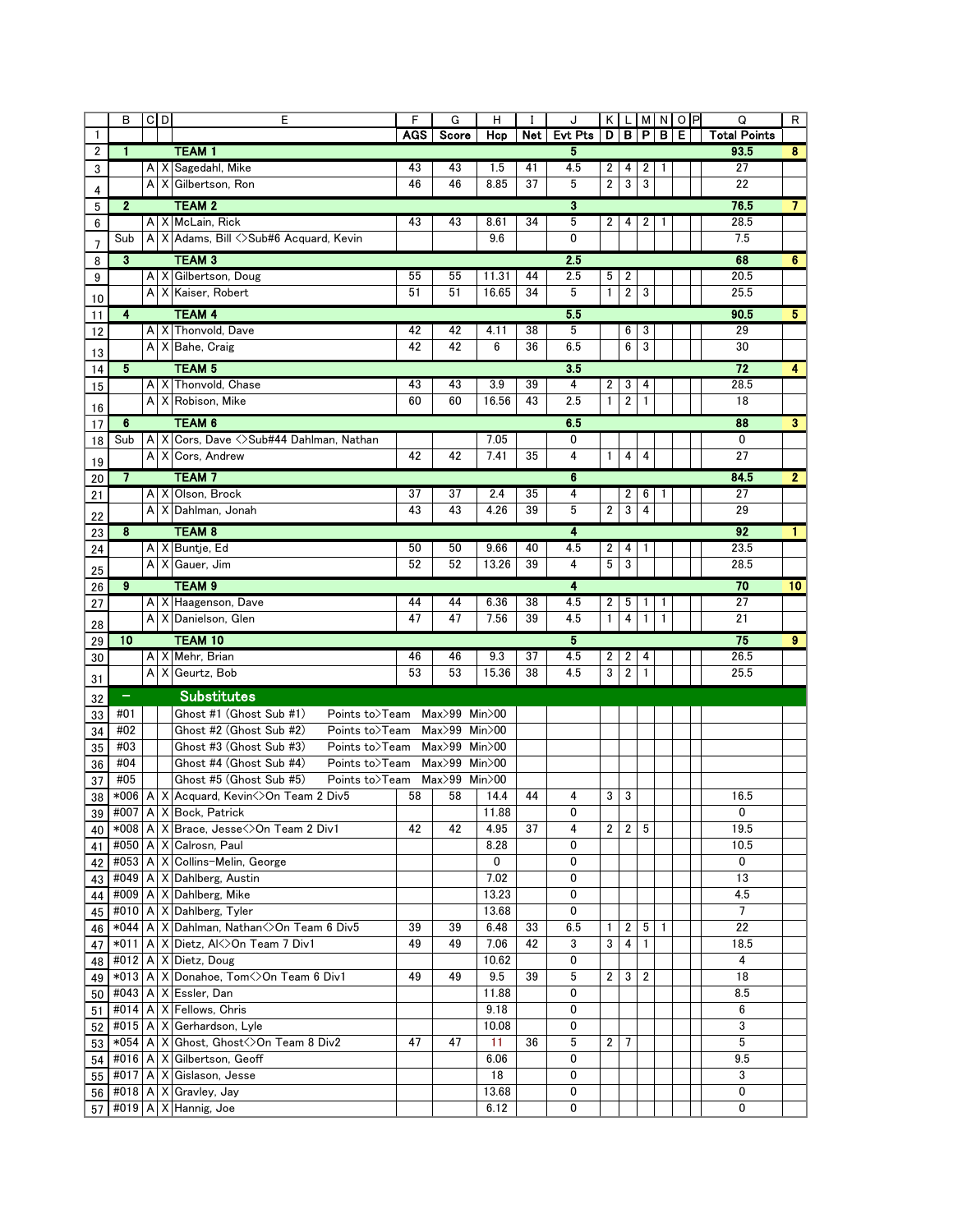| | B | C | D | E | F | G | H | I | J | K | L | M | N | O | P | Q | R |
|---|---|---|---|---|---|---|---|---|---|---|---|---|---|---|---|---|---|
| 1 | | | | | AGS | Score | Hcp | Net | Evt Pts | D | B | P | B | E | | Total Points | |
| 2 | 1 | | | TEAM 1 | | | | | 5 | | | | | | | 93.5 | 8 |
| 3 | | A | X | Sagedahl, Mike | 43 | 43 | 1.5 | 41 | 4.5 | 2 | 4 | 2 | 1 | | | 27 | |
| 4 | | A | X | Gilbertson, Ron | 46 | 46 | 8.85 | 37 | 5 | 2 | 3 | 3 | | | | 22 | |
| 5 | 2 | | | TEAM 2 | | | | | 3 | | | | | | | 76.5 | 7 |
| 6 | | A | X | McLain, Rick | 43 | 43 | 8.61 | 34 | 5 | 2 | 4 | 2 | 1 | | | 28.5 | |
| 7 | Sub | A | X | Adams, Bill <>Sub#6 Acquard, Kevin | | | 9.6 | | 0 | | | | | | | 7.5 | |
| 8 | 3 | | | TEAM 3 | | | | | 2.5 | | | | | | | 68 | 6 |
| 9 | | A | X | Gilbertson, Doug | 55 | 55 | 11.31 | 44 | 2.5 | 5 | 2 | | | | | 20.5 | |
| 10 | | A | X | Kaiser, Robert | 51 | 51 | 16.65 | 34 | 5 | 1 | 2 | 3 | | | | 25.5 | |
| 11 | 4 | | | TEAM 4 | | | | | 5.5 | | | | | | | 90.5 | 5 |
| 12 | | A | X | Thonvold, Dave | 42 | 42 | 4.11 | 38 | 5 | | 6 | 3 | | | | 29 | |
| 13 | | A | X | Bahe, Craig | 42 | 42 | 6 | 36 | 6.5 | | 6 | 3 | | | | 30 | |
| 14 | 5 | | | TEAM 5 | | | | | 3.5 | | | | | | | 72 | 4 |
| 15 | | A | X | Thonvold, Chase | 43 | 43 | 3.9 | 39 | 4 | 2 | 3 | 4 | | | | 28.5 | |
| 16 | | A | X | Robison, Mike | 60 | 60 | 16.56 | 43 | 2.5 | 1 | 2 | 1 | | | | 18 | |
| 17 | 6 | | | TEAM 6 | | | | | 6.5 | | | | | | | 88 | 3 |
| 18 | Sub | A | X | Cors, Dave <>Sub#44 Dahlman, Nathan | | | 7.05 | | 0 | | | | | | | 0 | |
| 19 | | A | X | Cors, Andrew | 42 | 42 | 7.41 | 35 | 4 | 1 | 4 | 4 | | | | 27 | |
| 20 | 7 | | | TEAM 7 | | | | | 6 | | | | | | | 84.5 | 2 |
| 21 | | A | X | Olson, Brock | 37 | 37 | 2.4 | 35 | 4 | | 2 | 6 | 1 | | | 27 | |
| 22 | | A | X | Dahlman, Jonah | 43 | 43 | 4.26 | 39 | 5 | 2 | 3 | 4 | | | | 29 | |
| 23 | 8 | | | TEAM 8 | | | | | 4 | | | | | | | 92 | 1 |
| 24 | | A | X | Buntje, Ed | 50 | 50 | 9.66 | 40 | 4.5 | 2 | 4 | 1 | | | | 23.5 | |
| 25 | | A | X | Gauer, Jim | 52 | 52 | 13.26 | 39 | 4 | 5 | 3 | | | | | 28.5 | |
| 26 | 9 | | | TEAM 9 | | | | | 4 | | | | | | | 70 | 10 |
| 27 | | A | X | Haagenson, Dave | 44 | 44 | 6.36 | 38 | 4.5 | 2 | 5 | 1 | 1 | | | 27 | |
| 28 | | A | X | Danielson, Glen | 47 | 47 | 7.56 | 39 | 4.5 | 1 | 4 | 1 | 1 | | | 21 | |
| 29 | 10 | | | TEAM 10 | | | | | 5 | | | | | | | 75 | 9 |
| 30 | | A | X | Mehr, Brian | 46 | 46 | 9.3 | 37 | 4.5 | 2 | 2 | 4 | | | | 26.5 | |
| 31 | | A | X | Geurtz, Bob | 53 | 53 | 15.36 | 38 | 4.5 | 3 | 2 | 1 | | | | 25.5 | |
| 32 | – | | | Substitutes | | | | | | | | | | | | | |
| 33 | #01 | | | Ghost #1 (Ghost Sub #1) Points to>Team | Max>99 | Min>00 | | | | | | | | | | | |
| 34 | #02 | | | Ghost #2 (Ghost Sub #2) Points to>Team | Max>99 | Min>00 | | | | | | | | | | | |
| 35 | #03 | | | Ghost #3 (Ghost Sub #3) Points to>Team | Max>99 | Min>00 | | | | | | | | | | | |
| 36 | #04 | | | Ghost #4 (Ghost Sub #4) Points to>Team | Max>99 | Min>00 | | | | | | | | | | | |
| 37 | #05 | | | Ghost #5 (Ghost Sub #5) Points to>Team | Max>99 | Min>00 | | | | | | | | | | | |
| 38 | *006 | A | X | Acquard, Kevin<>On Team 2 Div5 | 58 | 58 | 14.4 | 44 | 4 | 3 | 3 | | | | | 16.5 | |
| 39 | #007 | A | X | Bock, Patrick | | | 11.88 | | 0 | | | | | | | 0 | |
| 40 | *008 | A | X | Brace, Jesse<>On Team 2 Div1 | 42 | 42 | 4.95 | 37 | 4 | 2 | 2 | 5 | | | | 19.5 | |
| 41 | #050 | A | X | Calrosn, Paul | | | 8.28 | | 0 | | | | | | | 10.5 | |
| 42 | #053 | A | X | Collins-Melin, George | | | 0 | | 0 | | | | | | | 0 | |
| 43 | #049 | A | X | Dahlberg, Austin | | | 7.02 | | 0 | | | | | | | 13 | |
| 44 | #009 | A | X | Dahlberg, Mike | | | 13.23 | | 0 | | | | | | | 4.5 | |
| 45 | #010 | A | X | Dahlberg, Tyler | | | 13.68 | | 0 | | | | | | | 7 | |
| 46 | *044 | A | X | Dahlman, Nathan<>On Team 6 Div5 | 39 | 39 | 6.48 | 33 | 6.5 | 1 | 2 | 5 | 1 | | | 22 | |
| 47 | *011 | A | X | Dietz, Al<>On Team 7 Div1 | 49 | 49 | 7.06 | 42 | 3 | 3 | 4 | 1 | | | | 18.5 | |
| 48 | #012 | A | X | Dietz, Doug | | | 10.62 | | 0 | | | | | | | 4 | |
| 49 | *013 | A | X | Donahoe, Tom<>On Team 6 Div1 | 49 | 49 | 9.5 | 39 | 5 | 2 | 3 | 2 | | | | 18 | |
| 50 | #043 | A | X | Essler, Dan | | | 11.88 | | 0 | | | | | | | 8.5 | |
| 51 | #014 | A | X | Fellows, Chris | | | 9.18 | | 0 | | | | | | | 6 | |
| 52 | #015 | A | X | Gerhardson, Lyle | | | 10.08 | | 0 | | | | | | | 3 | |
| 53 | *054 | A | X | Ghost, Ghost<>On Team 8 Div2 | 47 | 47 | 11 | 36 | 5 | 2 | 7 | | | | | 5 | |
| 54 | #016 | A | X | Gilbertson, Geoff | | | 6.06 | | 0 | | | | | | | 9.5 | |
| 55 | #017 | A | X | Gislason, Jesse | | | 18 | | 0 | | | | | | | 3 | |
| 56 | #018 | A | X | Gravley, Jay | | | 13.68 | | 0 | | | | | | | 0 | |
| 57 | #019 | A | X | Hannig, Joe | | | 6.12 | | 0 | | | | | | | 0 | |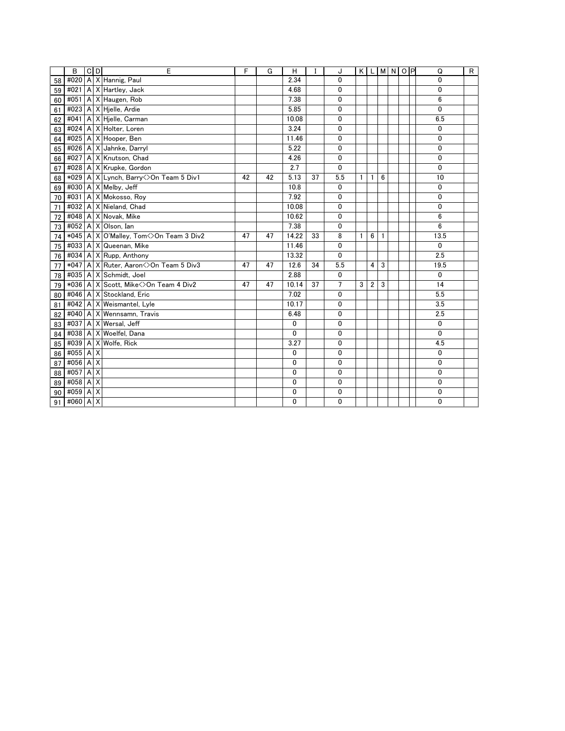| | B | C | D | E | F | G | H | I | J | K | L | M | N | O | P | Q | R |
|---|---|---|---|---|---|---|---|---|---|---|---|---|---|---|---|---|---|
| 58 | #020 | A | X | Hannig, Paul | | | 2.34 | | 0 | | | | | | | 0 | |
| 59 | #021 | A | X | Hartley, Jack | | | 4.68 | | 0 | | | | | | | 0 | |
| 60 | #051 | A | X | Haugen, Rob | | | 7.38 | | 0 | | | | | | | 6 | |
| 61 | #023 | A | X | Hjelle, Ardie | | | 5.85 | | 0 | | | | | | | 0 | |
| 62 | #041 | A | X | Hjelle, Carman | | | 10.08 | | 0 | | | | | | | 6.5 | |
| 63 | #024 | A | X | Holter, Loren | | | 3.24 | | 0 | | | | | | | 0 | |
| 64 | #025 | A | X | Hooper, Ben | | | 11.46 | | 0 | | | | | | | 0 | |
| 65 | #026 | A | X | Jahnke, Darryl | | | 5.22 | | 0 | | | | | | | 0 | |
| 66 | #027 | A | X | Knutson, Chad | | | 4.26 | | 0 | | | | | | | 0 | |
| 67 | #028 | A | X | Krupke, Gordon | | | 2.7 | | 0 | | | | | | | 0 | |
| 68 | *029 | A | X | Lynch, Barry◇On Team 5 Div1 | 42 | 42 | 5.13 | 37 | 5.5 | 1 | 1 | 6 | | | | 10 | |
| 69 | #030 | A | X | Melby, Jeff | | | 10.8 | | 0 | | | | | | | 0 | |
| 70 | #031 | A | X | Mokosso, Roy | | | 7.92 | | 0 | | | | | | | 0 | |
| 71 | #032 | A | X | Nieland, Chad | | | 10.08 | | 0 | | | | | | | 0 | |
| 72 | #048 | A | X | Novak, Mike | | | 10.62 | | 0 | | | | | | | 6 | |
| 73 | #052 | A | X | Olson, Ian | | | 7.38 | | 0 | | | | | | | 6 | |
| 74 | *045 | A | X | O'Malley, Tom◇On Team 3 Div2 | 47 | 47 | 14.22 | 33 | 8 | 1 | 6 | 1 | | | | 13.5 | |
| 75 | #033 | A | X | Queenan, Mike | | | 11.46 | | 0 | | | | | | | 0 | |
| 76 | #034 | A | X | Rupp, Anthony | | | 13.32 | | 0 | | | | | | | 2.5 | |
| 77 | *047 | A | X | Ruter, Aaron◇On Team 5 Div3 | 47 | 47 | 12.6 | 34 | 5.5 | | 4 | 3 | | | | 19.5 | |
| 78 | #035 | A | X | Schmidt, Joel | | | 2.88 | | 0 | | | | | | | 0 | |
| 79 | *036 | A | X | Scott, Mike◇On Team 4 Div2 | 47 | 47 | 10.14 | 37 | 7 | 3 | 2 | 3 | | | | 14 | |
| 80 | #046 | A | X | Stockland, Eric | | | 7.02 | | 0 | | | | | | | 5.5 | |
| 81 | #042 | A | X | Weismantel, Lyle | | | 10.17 | | 0 | | | | | | | 3.5 | |
| 82 | #040 | A | X | Wennsamn, Travis | | | 6.48 | | 0 | | | | | | | 2.5 | |
| 83 | #037 | A | X | Wersal, Jeff | | | 0 | | 0 | | | | | | | 0 | |
| 84 | #038 | A | X | Woelfel, Dana | | | 0 | | 0 | | | | | | | 0 | |
| 85 | #039 | A | X | Wolfe, Rick | | | 3.27 | | 0 | | | | | | | 4.5 | |
| 86 | #055 | A | X | | | | 0 | | 0 | | | | | | | 0 | |
| 87 | #056 | A | X | | | | 0 | | 0 | | | | | | | 0 | |
| 88 | #057 | A | X | | | | 0 | | 0 | | | | | | | 0 | |
| 89 | #058 | A | X | | | | 0 | | 0 | | | | | | | 0 | |
| 90 | #059 | A | X | | | | 0 | | 0 | | | | | | | 0 | |
| 91 | #060 | A | X | | | | 0 | | 0 | | | | | | | 0 | |